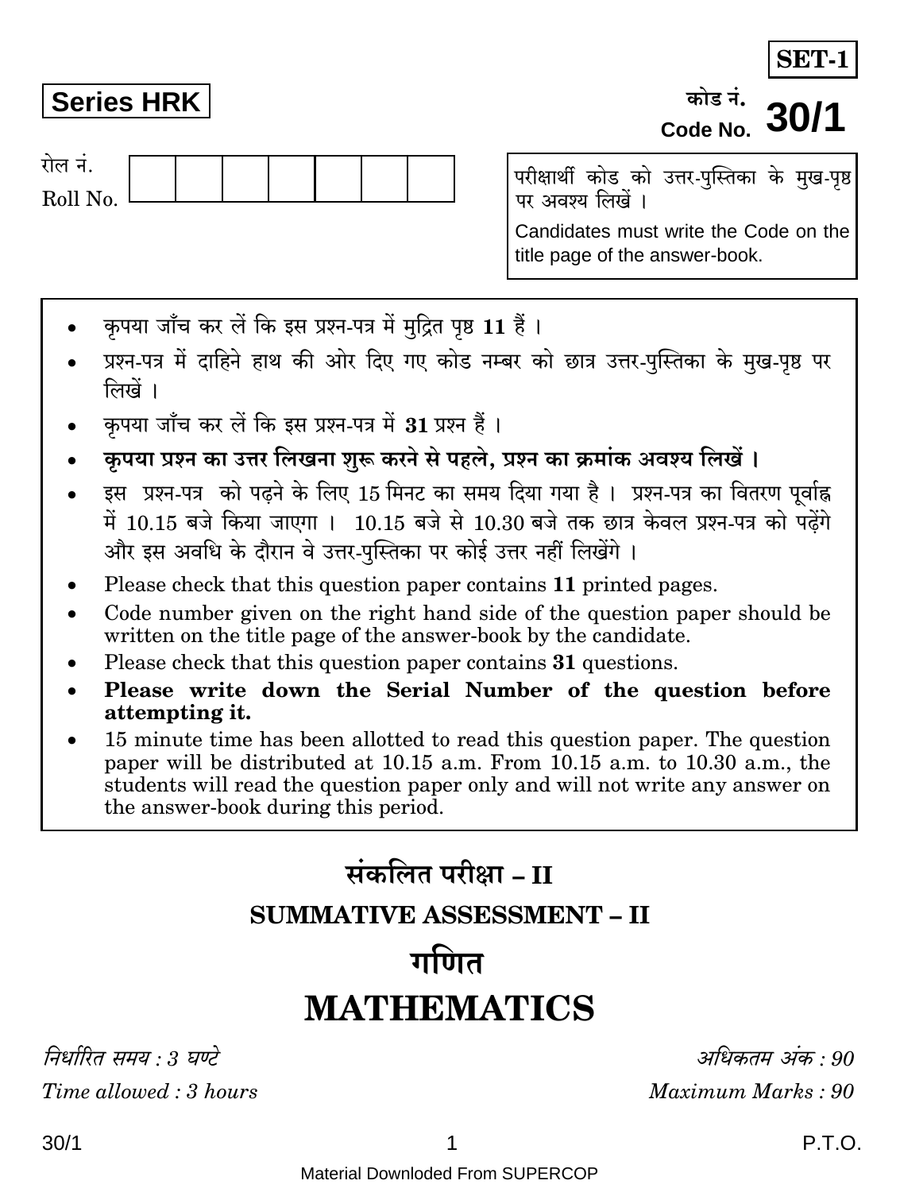**SET-1**

**Series HRK**

कोड नं.
Code No. **30/1**

रोल नं.
Roll No.

| | | | | | | |
|---|---|---|---|---|---|---|
| | | | | | | |

परीक्षार्थी कोड को उत्तर-पुस्तिका के मुख-पृष्ठ पर अवश्य लिखें ।

Candidates must write the Code on the title page of the answer-book.

- कृपया जाँच कर लें कि इस प्रश्न-पत्र में मुद्रित पृष्ठ **11** हैं ।
- प्रश्न-पत्र में दाहिने हाथ की ओर दिए गए कोड नम्बर को छात्र उत्तर-पुस्तिका के मुख-पृष्ठ पर लिखें ।
- कृपया जाँच कर लें कि इस प्रश्न-पत्र में **31** प्रश्न हैं ।
- **कृपया प्रश्न का उत्तर लिखना शुरू करने से पहले, प्रश्न का क्रमांक अवश्य लिखें ।**
- इस प्रश्न-पत्र को पढ़ने के लिए 15 मिनट का समय दिया गया है । प्रश्न-पत्र का वितरण पूर्वाह्न में 10.15 बजे किया जाएगा । 10.15 बजे से 10.30 बजे तक छात्र केवल प्रश्न-पत्र को पढ़ेंगे और इस अवधि के दौरान वे उत्तर-पुस्तिका पर कोई उत्तर नहीं लिखेंगे ।
- Please check that this question paper contains **11** printed pages.
- Code number given on the right hand side of the question paper should be written on the title page of the answer-book by the candidate.
- Please check that this question paper contains **31** questions.
- **Please write down the Serial Number of the question before attempting it.**
- 15 minute time has been allotted to read this question paper. The question paper will be distributed at 10.15 a.m. From 10.15 a.m. to 10.30 a.m., the students will read the question paper only and will not write any answer on the answer-book during this period.

## संकलित परीक्षा – II

## SUMMATIVE ASSESSMENT – II

# गणित

# MATHEMATICS

*निर्धारित समय : 3 घण्टे* | *अधिकतम अंक : 90*

*Time allowed : 3 hours* | *Maximum Marks : 90*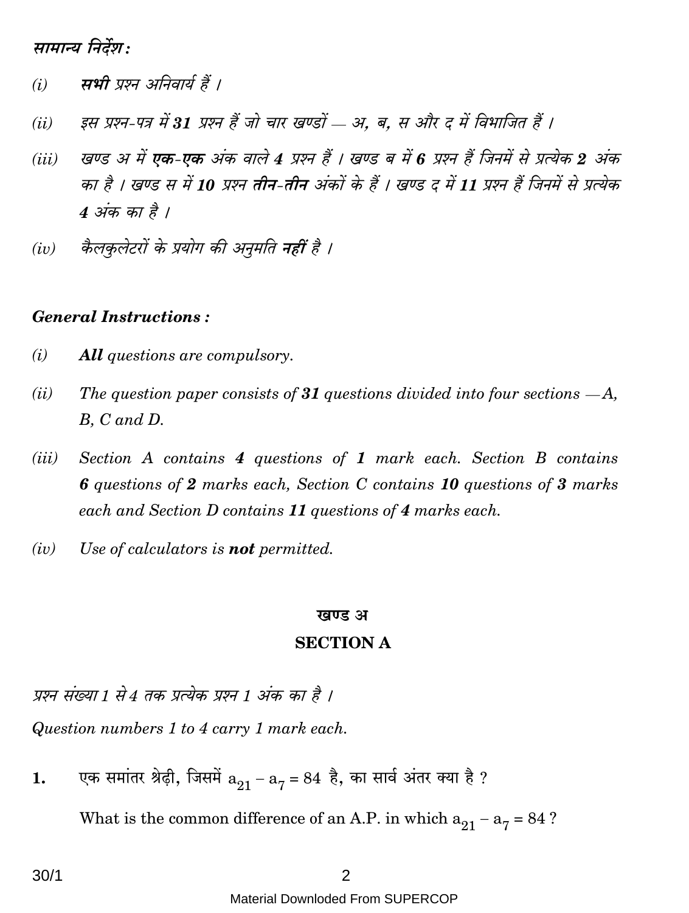**सामान्य निर्देश :**

*(i)* **सभी** प्रश्न अनिवार्य हैं ।

*(ii)* इस प्रश्न-पत्र में **31** प्रश्न हैं जो चार खण्डों — अ, ब, स और द में विभाजित हैं ।

*(iii)* खण्ड अ में **एक-एक** अंक वाले **4** प्रश्न हैं । खण्ड ब में **6** प्रश्न हैं जिनमें से प्रत्येक **2** अंक का है । खण्ड स में **10** प्रश्न **तीन-तीन** अंकों के हैं । खण्ड द में **11** प्रश्न हैं जिनमें से प्रत्येक **4** अंक का है ।

*(iv)* कैलकुलेटरों के प्रयोग की अनुमति **नहीं** है ।

***General Instructions :***

*(i)* ***All*** *questions are compulsory.*

*(ii)* *The question paper consists of* ***31*** *questions divided into four sections — A, B, C and D.*

*(iii)* *Section A contains* ***4*** *questions of* ***1*** *mark each. Section B contains* ***6*** *questions of* ***2*** *marks each, Section C contains* ***10*** *questions of* ***3*** *marks each and Section D contains* ***11*** *questions of* ***4*** *marks each.*

*(iv)* *Use of calculators is* ***not*** *permitted.*

## खण्ड अ

## SECTION A

*प्रश्न संख्या 1 से 4 तक प्रत्येक प्रश्न 1 अंक का है ।*

*Question numbers 1 to 4 carry 1 mark each.*

**1.** एक समांतर श्रेढ़ी, जिसमें $a_{21} - a_7 = 84$ है, का सार्व अंतर क्या है ?

What is the common difference of an A.P. in which $a_{21} - a_7 = 84$ ?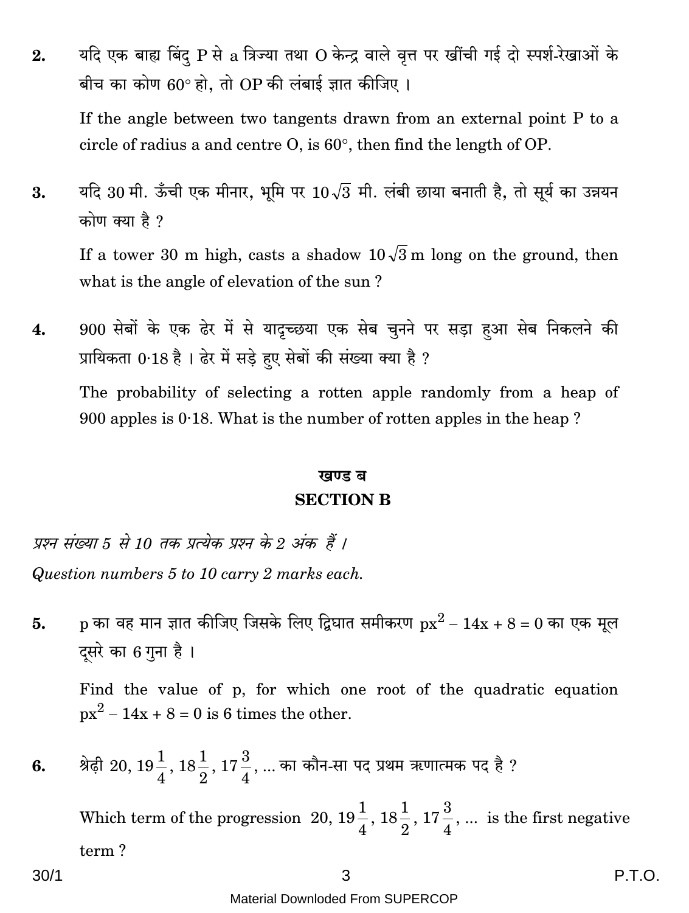2. यदि एक बाह्य बिंदु P से a त्रिज्या तथा O केन्द्र वाले वृत्त पर खींची गई दो स्पर्श-रेखाओं के बीच का कोण $60°$ हो, तो OP की लंबाई ज्ञात कीजिए ।

   If the angle between two tangents drawn from an external point P to a circle of radius a and centre O, is $60°$, then find the length of OP.

3. यदि 30 मी. ऊँची एक मीनार, भूमि पर $10\sqrt{3}$ मी. लंबी छाया बनाती है, तो सूर्य का उन्नयन कोण क्या है ?

   If a tower 30 m high, casts a shadow $10\sqrt{3}$ m long on the ground, then what is the angle of elevation of the sun ?

4. 900 सेबों के एक ढेर में से यादृच्छया एक सेब चुनने पर सड़ा हुआ सेब निकलने की प्रायिकता 0·18 है । ढेर में सड़े हुए सेबों की संख्या क्या है ?

   The probability of selecting a rotten apple randomly from a heap of 900 apples is 0·18. What is the number of rotten apples in the heap ?

## खण्ड ब

## SECTION B

*प्रश्न संख्या 5 से 10 तक प्रत्येक प्रश्न के 2 अंक हैं ।*

*Question numbers 5 to 10 carry 2 marks each.*

5. p का वह मान ज्ञात कीजिए जिसके लिए द्विघात समीकरण $px^2 - 14x + 8 = 0$ का एक मूल दूसरे का 6 गुना है ।

   Find the value of p, for which one root of the quadratic equation $px^2 - 14x + 8 = 0$ is 6 times the other.

6. श्रेढ़ी $20, 19\frac{1}{4}, 18\frac{1}{2}, 17\frac{3}{4}, \ldots$ का कौन-सा पद प्रथम ऋणात्मक पद है ?

   Which term of the progression $20, 19\frac{1}{4}, 18\frac{1}{2}, 17\frac{3}{4}, \ldots$ is the first negative term ?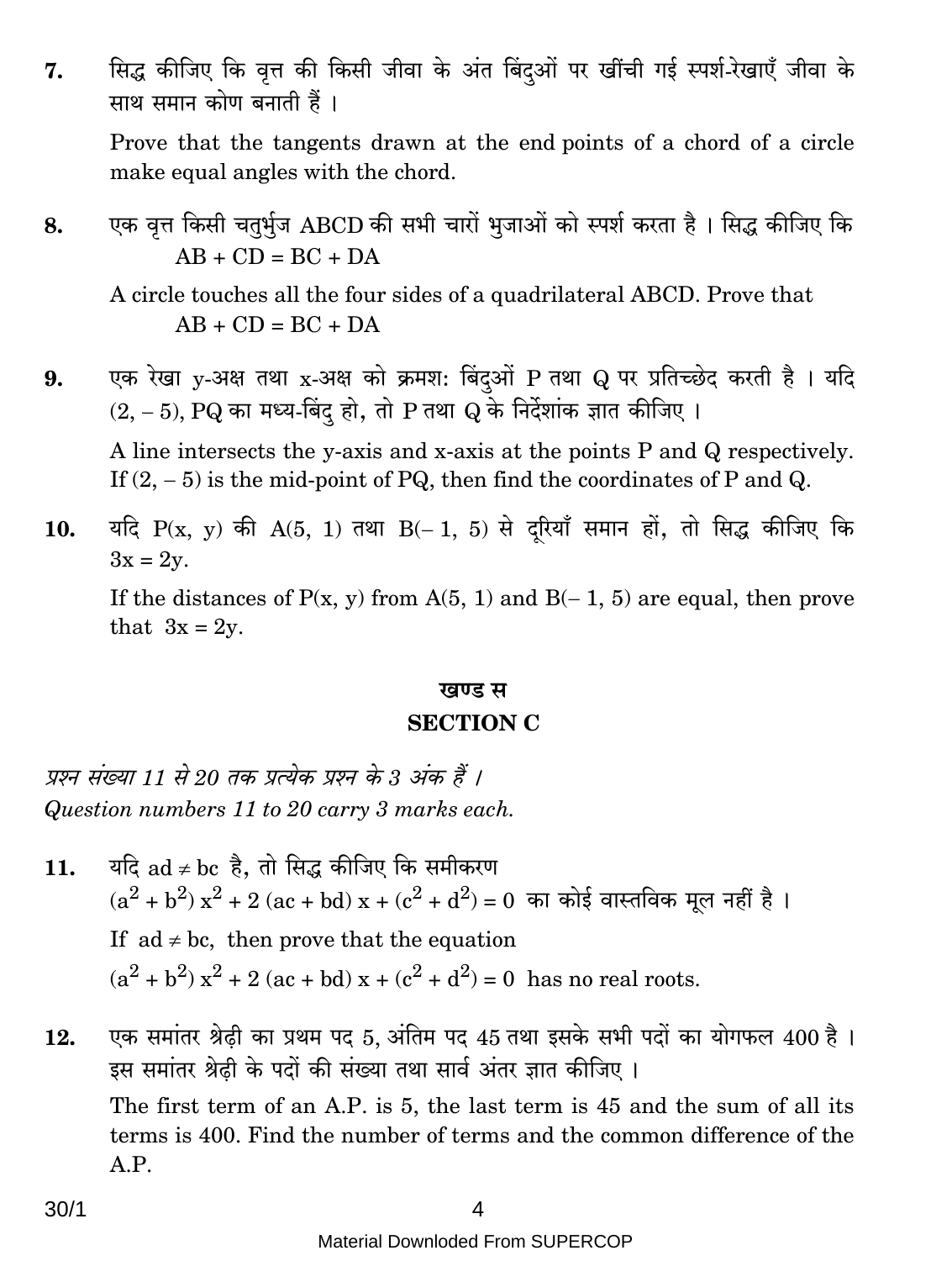**7.** सिद्ध कीजिए कि वृत्त की किसी जीवा के अंत बिंदुओं पर खींची गई स्पर्श-रेखाएँ जीवा के साथ समान कोण बनाती हैं ।

Prove that the tangents drawn at the end points of a chord of a circle make equal angles with the chord.

**8.** एक वृत्त किसी चतुर्भुज ABCD की सभी चारों भुजाओं को स्पर्श करता है । सिद्ध कीजिए कि

$$AB + CD = BC + DA$$

A circle touches all the four sides of a quadrilateral ABCD. Prove that

$$AB + CD = BC + DA$$

**9.** एक रेखा y-अक्ष तथा x-अक्ष को क्रमशः बिंदुओं P तथा Q पर प्रतिच्छेद करती है । यदि $(2, -5)$, PQ का मध्य-बिंदु हो, तो P तथा Q के निर्देशांक ज्ञात कीजिए ।

A line intersects the y-axis and x-axis at the points P and Q respectively. If $(2, -5)$ is the mid-point of PQ, then find the coordinates of P and Q.

**10.** यदि $P(x, y)$ की $A(5, 1)$ तथा $B(-1, 5)$ से दूरियाँ समान हों, तो सिद्ध कीजिए कि $3x = 2y$.

If the distances of $P(x, y)$ from $A(5, 1)$ and $B(-1, 5)$ are equal, then prove that $3x = 2y$.

## खण्ड स

## SECTION C

*प्रश्न संख्या 11 से 20 तक प्रत्येक प्रश्न के 3 अंक हैं ।*
*Question numbers 11 to 20 carry 3 marks each.*

**11.** यदि $ad \neq bc$ है, तो सिद्ध कीजिए कि समीकरण
$(a^2 + b^2) x^2 + 2 (ac + bd) x + (c^2 + d^2) = 0$ का कोई वास्तविक मूल नहीं है ।

If $ad \neq bc$, then prove that the equation
$(a^2 + b^2) x^2 + 2 (ac + bd) x + (c^2 + d^2) = 0$ has no real roots.

**12.** एक समांतर श्रेढ़ी का प्रथम पद 5, अंतिम पद 45 तथा इसके सभी पदों का योगफल 400 है । इस समांतर श्रेढ़ी के पदों की संख्या तथा सार्व अंतर ज्ञात कीजिए ।

The first term of an A.P. is 5, the last term is 45 and the sum of all its terms is 400. Find the number of terms and the common difference of the A.P.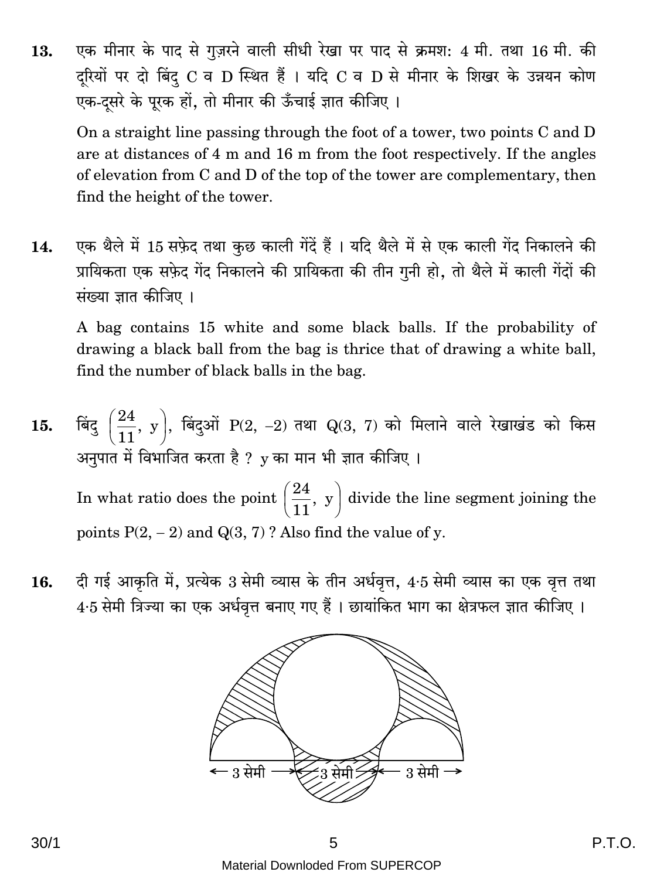13. एक मीनार के पाद से गुज़रने वाली सीधी रेखा पर पाद से क्रमश: 4 मी. तथा 16 मी. की दूरियों पर दो बिंदु C व D स्थित हैं । यदि C व D से मीनार के शिखर के उन्नयन कोण एक-दूसरे के पूरक हों, तो मीनार की ऊँचाई ज्ञात कीजिए ।

    On a straight line passing through the foot of a tower, two points C and D are at distances of 4 m and 16 m from the foot respectively. If the angles of elevation from C and D of the top of the tower are complementary, then find the height of the tower.

14. एक थैले में 15 सफ़ेद तथा कुछ काली गेंदें हैं । यदि थैले में से एक काली गेंद निकालने की प्रायिकता एक सफ़ेद गेंद निकालने की प्रायिकता की तीन गुनी हो, तो थैले में काली गेंदों की संख्या ज्ञात कीजिए ।

    A bag contains 15 white and some black balls. If the probability of drawing a black ball from the bag is thrice that of drawing a white ball, find the number of black balls in the bag.

15. बिंदु $\left(\frac{24}{11}, y\right)$, बिंदुओं P(2, –2) तथा Q(3, 7) को मिलाने वाले रेखाखंड को किस अनुपात में विभाजित करता है ? y का मान भी ज्ञात कीजिए ।

    In what ratio does the point $\left(\frac{24}{11}, y\right)$ divide the line segment joining the points P(2, – 2) and Q(3, 7) ? Also find the value of y.

16. दी गई आकृति में, प्रत्येक 3 सेमी व्यास के तीन अर्धवृत्त, 4·5 सेमी व्यास का एक वृत्त तथा 4·5 सेमी त्रिज्या का एक अर्धवृत्त बनाए गए हैं । छायांकित भाग का क्षेत्रफल ज्ञात कीजिए ।

← 3 सेमी → ← 3 सेमी → ← 3 सेमी →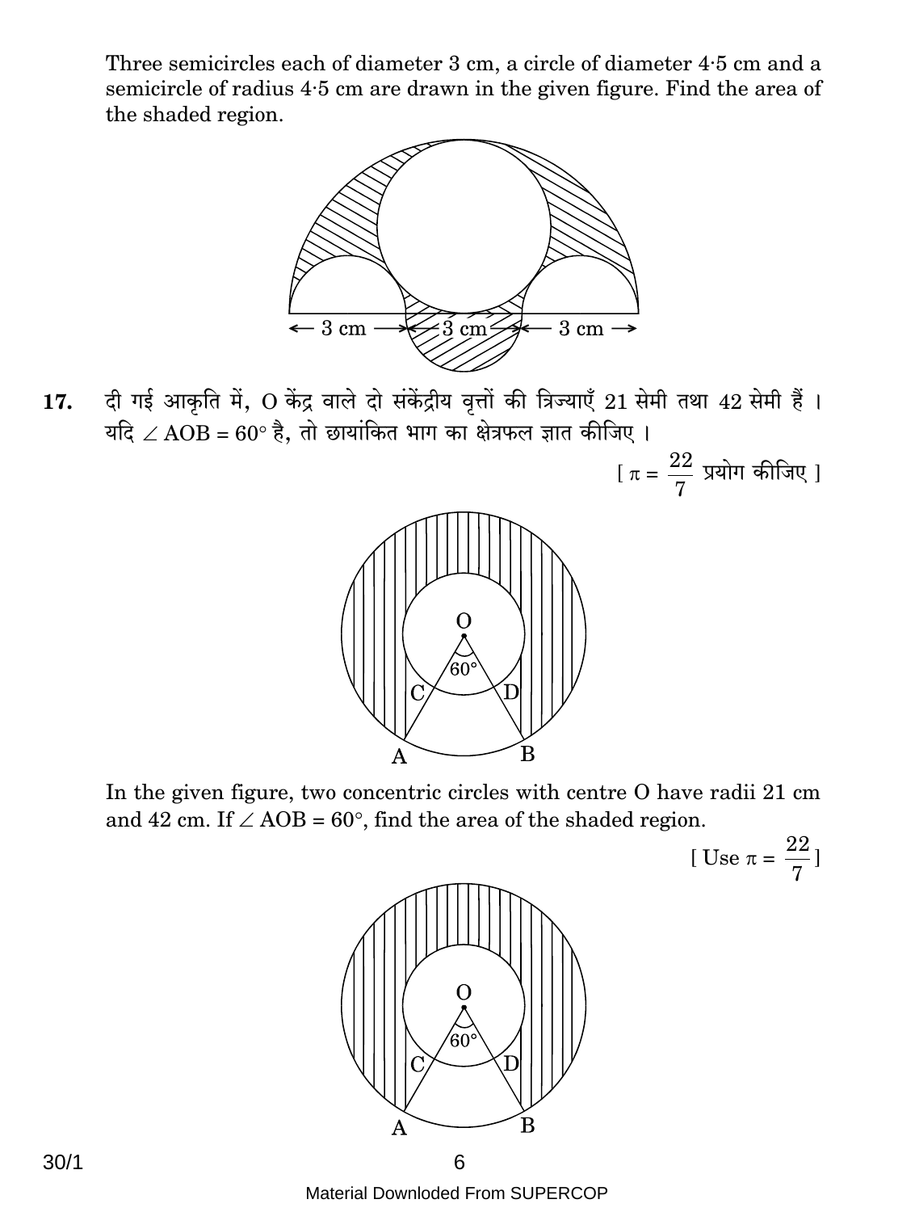Three semicircles each of diameter 3 cm, a circle of diameter 4·5 cm and a semicircle of radius 4·5 cm are drawn in the given figure. Find the area of the shaded region.

← 3 cm → ← 3 cm → ← 3 cm →

**17.** दी गई आकृति में, O केंद्र वाले दो संकेंद्रीय वृत्तों की त्रिज्याएँ 21 सेमी तथा 42 सेमी हैं । यदि $\angle$ AOB = 60° है, तो छायांकित भाग का क्षेत्रफल ज्ञात कीजिए ।

[ $\pi = \frac{22}{7}$ प्रयोग कीजिए ]

O
60°
C D
A B

In the given figure, two concentric circles with centre O have radii 21 cm and 42 cm. If $\angle$ AOB = 60°, find the area of the shaded region.

[ Use $\pi = \frac{22}{7}$ ]

O
60°
C D
A B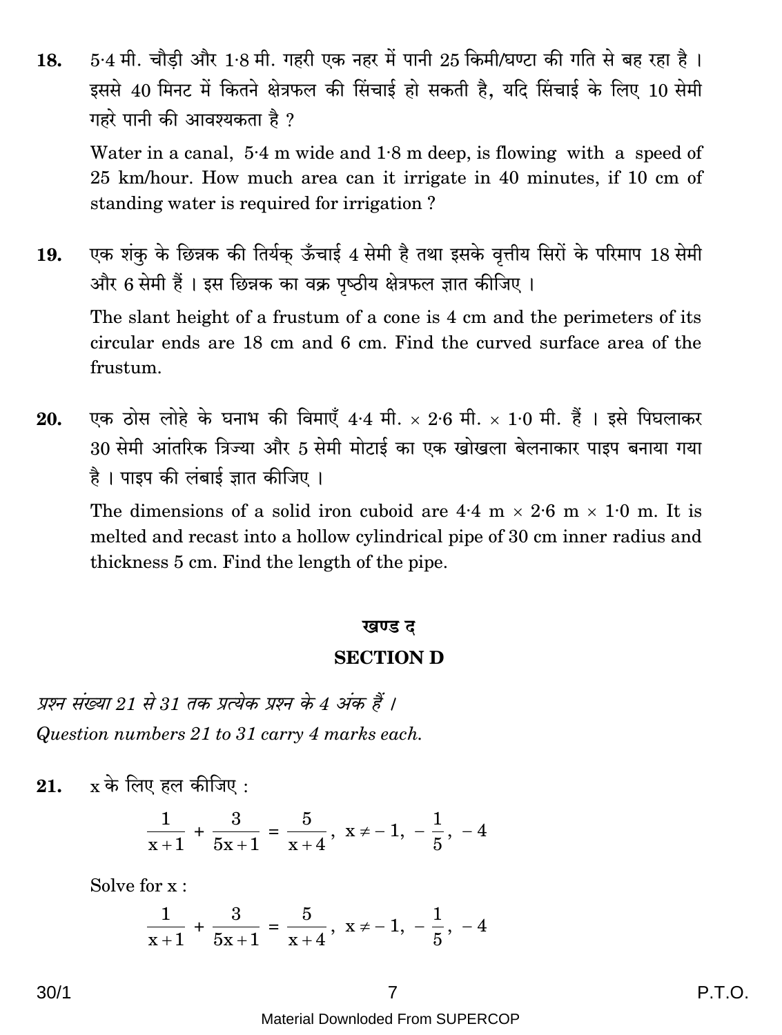18. 5·4 मी. चौड़ी और 1·8 मी. गहरी एक नहर में पानी 25 किमी/घण्टा की गति से बह रहा है । इससे 40 मिनट में कितने क्षेत्रफल की सिंचाई हो सकती है, यदि सिंचाई के लिए 10 सेमी गहरे पानी की आवश्यकता है ?

Water in a canal, 5·4 m wide and 1·8 m deep, is flowing with a speed of 25 km/hour. How much area can it irrigate in 40 minutes, if 10 cm of standing water is required for irrigation ?

19. एक शंकु के छिन्नक की तिर्यक् ऊँचाई 4 सेमी है तथा इसके वृत्तीय सिरों के परिमाप 18 सेमी और 6 सेमी हैं । इस छिन्नक का वक्र पृष्ठीय क्षेत्रफल ज्ञात कीजिए ।

The slant height of a frustum of a cone is 4 cm and the perimeters of its circular ends are 18 cm and 6 cm. Find the curved surface area of the frustum.

20. एक ठोस लोहे के घनाभ की विमाएँ 4·4 मी. × 2·6 मी. × 1·0 मी. हैं । इसे पिघलाकर 30 सेमी आंतरिक त्रिज्या और 5 सेमी मोटाई का एक खोखला बेलनाकार पाइप बनाया गया है । पाइप की लंबाई ज्ञात कीजिए ।

The dimensions of a solid iron cuboid are 4·4 m × 2·6 m × 1·0 m. It is melted and recast into a hollow cylindrical pipe of 30 cm inner radius and thickness 5 cm. Find the length of the pipe.

## खण्ड द

## SECTION D

*प्रश्न संख्या 21 से 31 तक प्रत्येक प्रश्न के 4 अंक हैं ।*

*Question numbers 21 to 31 carry 4 marks each.*

21. x के लिए हल कीजिए :

$$\frac{1}{x+1} + \frac{3}{5x+1} = \frac{5}{x+4}, \; x \neq -1, \; -\frac{1}{5}, \; -4$$

Solve for x :

$$\frac{1}{x+1} + \frac{3}{5x+1} = \frac{5}{x+4}, \; x \neq -1, \; -\frac{1}{5}, \; -4$$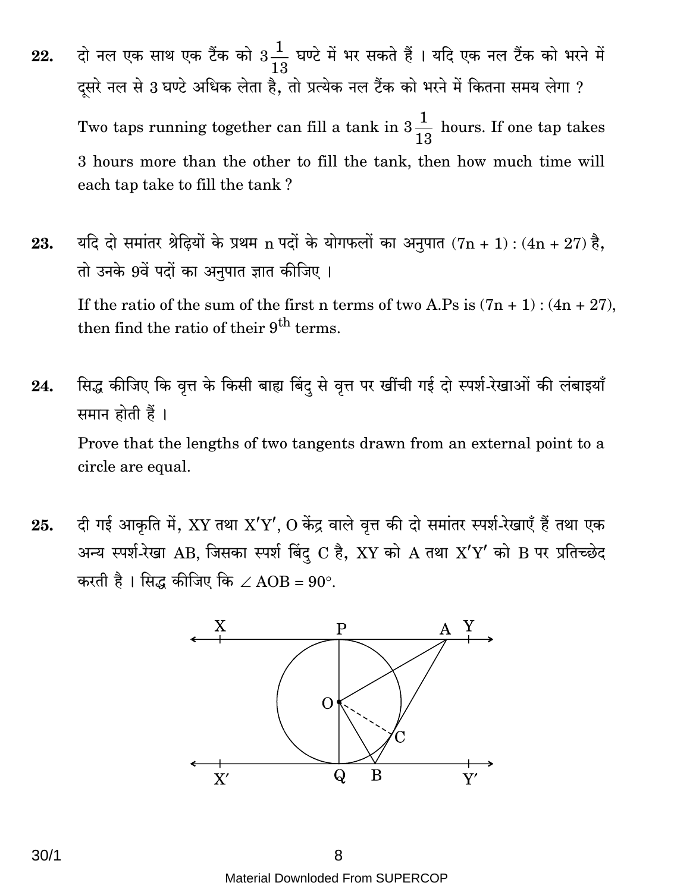**22.** दो नल एक साथ एक टैंक को $3\frac{1}{13}$ घण्टे में भर सकते हैं । यदि एक नल टैंक को भरने में दूसरे नल से 3 घण्टे अधिक लेता है, तो प्रत्येक नल टैंक को भरने में कितना समय लेगा ?

Two taps running together can fill a tank in $3\frac{1}{13}$ hours. If one tap takes 3 hours more than the other to fill the tank, then how much time will each tap take to fill the tank ?

**23.** यदि दो समांतर श्रेढ़ियों के प्रथम n पदों के योगफलों का अनुपात $(7n + 1) : (4n + 27)$ है, तो उनके 9वें पदों का अनुपात ज्ञात कीजिए ।

If the ratio of the sum of the first n terms of two A.Ps is $(7n + 1) : (4n + 27)$, then find the ratio of their $9^{th}$ terms.

**24.** सिद्ध कीजिए कि वृत्त के किसी बाह्य बिंदु से वृत्त पर खींची गई दो स्पर्श-रेखाओं की लंबाइयाँ समान होती हैं ।

Prove that the lengths of two tangents drawn from an external point to a circle are equal.

**25.** दी गई आकृति में, XY तथा X′Y′, O केंद्र वाले वृत्त की दो समांतर स्पर्श-रेखाएँ हैं तथा एक अन्य स्पर्श-रेखा AB, जिसका स्पर्श बिंदु C है, XY को A तथा X′Y′ को B पर प्रतिच्छेद करती है । सिद्ध कीजिए कि $\angle AOB = 90°$.

X P A Y

O

C

X′ Q B Y′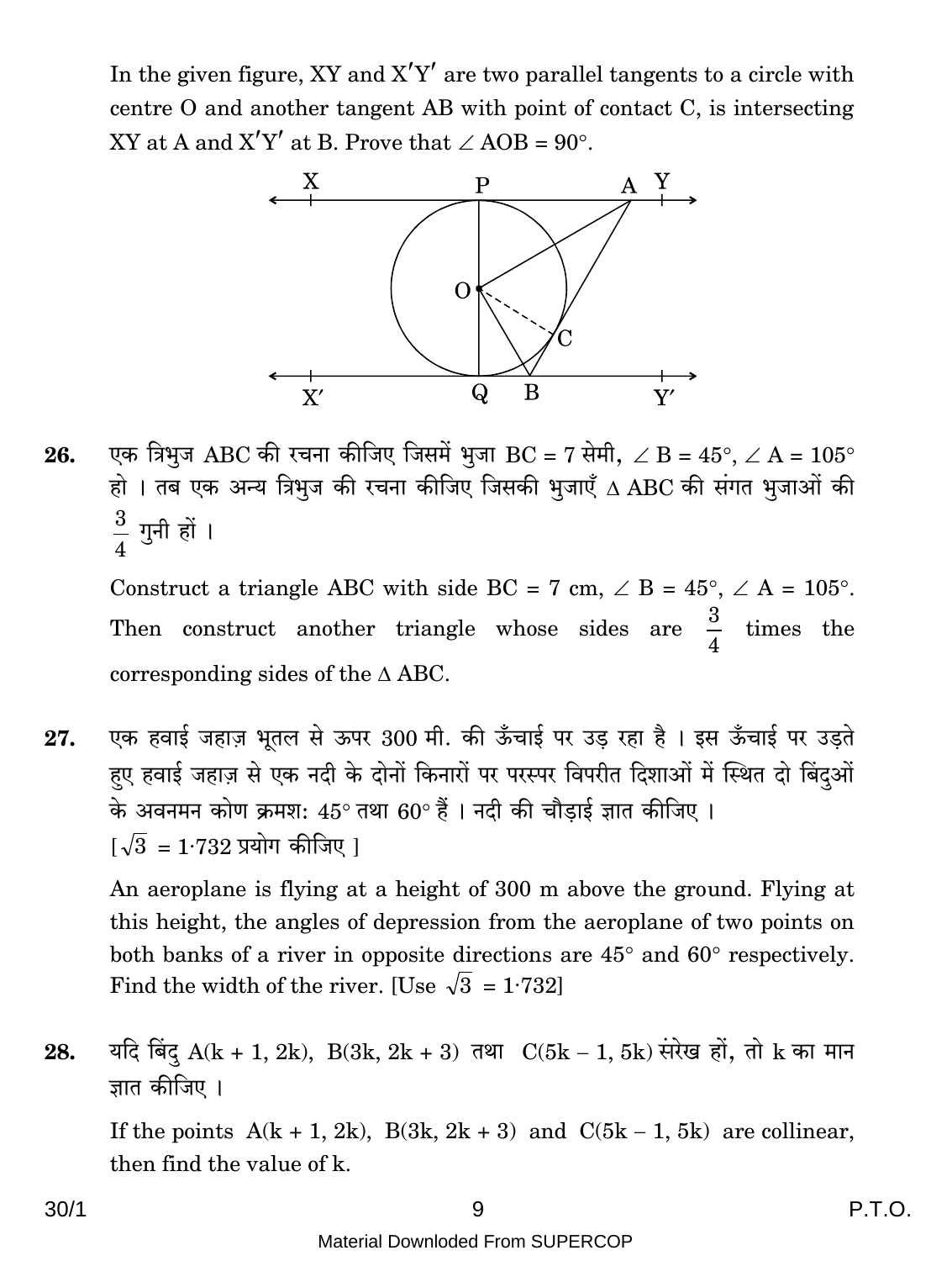In the given figure, XY and X′Y′ are two parallel tangents to a circle with centre O and another tangent AB with point of contact C, is intersecting XY at A and X′Y′ at B. Prove that ∠ AOB = 90°.

X P A Y

O

C

X′ Q B Y′

**26.** एक त्रिभुज ABC की रचना कीजिए जिसमें भुजा BC = 7 सेमी, ∠ B = 45°, ∠ A = 105° हो । तब एक अन्य त्रिभुज की रचना कीजिए जिसकी भुजाएँ Δ ABC की संगत भुजाओं की $\frac{3}{4}$ गुनी हों ।

Construct a triangle ABC with side BC = 7 cm, ∠ B = 45°, ∠ A = 105°. Then construct another triangle whose sides are $\frac{3}{4}$ times the corresponding sides of the Δ ABC.

**27.** एक हवाई जहाज़ भूतल से ऊपर 300 मी. की ऊँचाई पर उड़ रहा है । इस ऊँचाई पर उड़ते हुए हवाई जहाज़ से एक नदी के दोनों किनारों पर परस्पर विपरीत दिशाओं में स्थित दो बिंदुओं के अवनमन कोण क्रमशः 45° तथा 60° हैं । नदी की चौड़ाई ज्ञात कीजिए । [$\sqrt{3}$ = 1·732 प्रयोग कीजिए ]

An aeroplane is flying at a height of 300 m above the ground. Flying at this height, the angles of depression from the aeroplane of two points on both banks of a river in opposite directions are 45° and 60° respectively. Find the width of the river. [Use $\sqrt{3}$ = 1·732]

**28.** यदि बिंदु A(k + 1, 2k), B(3k, 2k + 3) तथा C(5k – 1, 5k) संरेख हों, तो k का मान ज्ञात कीजिए ।

If the points A(k + 1, 2k), B(3k, 2k + 3) and C(5k – 1, 5k) are collinear, then find the value of k.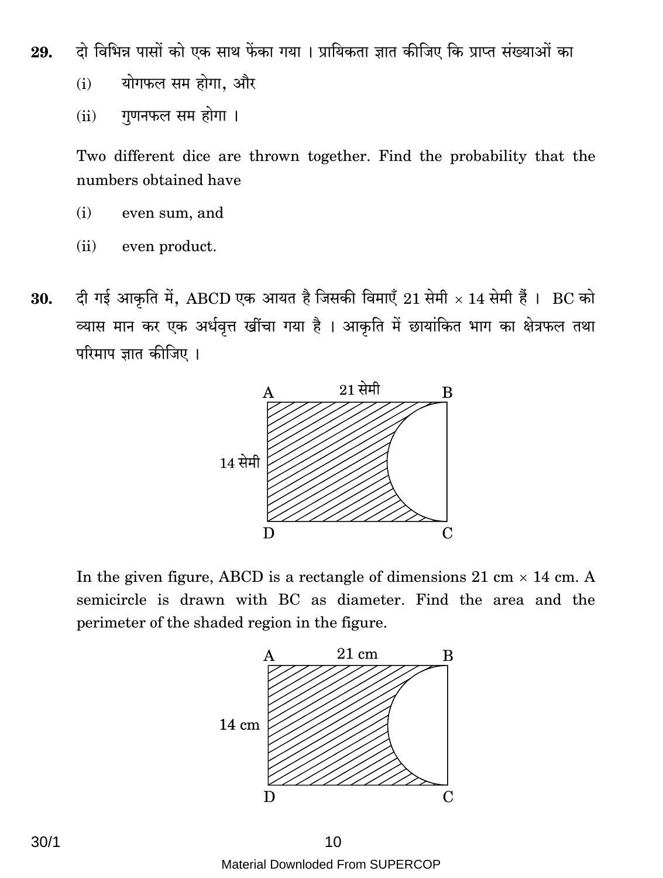**29.** दो विभिन्न पासों को एक साथ फेंका गया । प्रायिकता ज्ञात कीजिए कि प्राप्त संख्याओं का

(i) योगफल सम होगा, और

(ii) गुणनफल सम होगा ।

Two different dice are thrown together. Find the probability that the numbers obtained have

(i) even sum, and

(ii) even product.

**30.** दी गई आकृति में, ABCD एक आयत है जिसकी विमाएँ 21 सेमी $\times$ 14 सेमी हैं । BC को व्यास मान कर एक अर्धवृत्त खींचा गया है । आकृति में छायांकित भाग का क्षेत्रफल तथा परिमाप ज्ञात कीजिए ।

In the given figure, ABCD is a rectangle of dimensions 21 cm $\times$ 14 cm. A semicircle is drawn with BC as diameter. Find the area and the perimeter of the shaded region in the figure.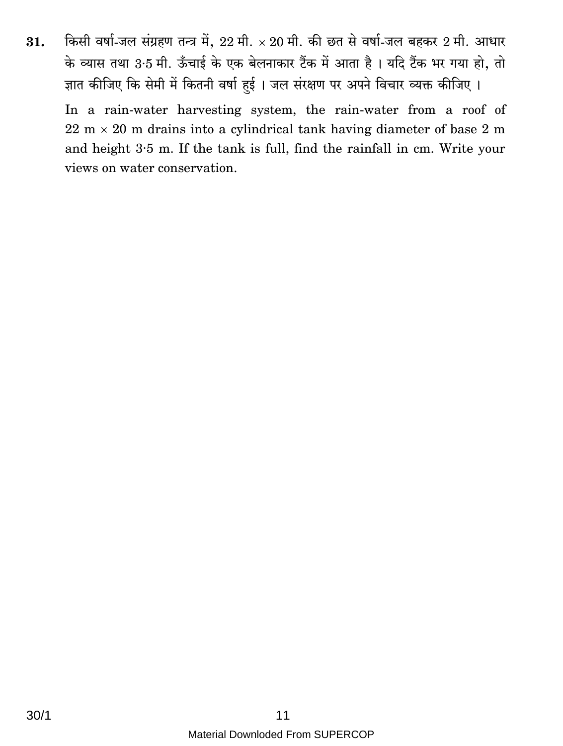**31.** किसी वर्षा-जल संग्रहण तन्त्र में, 22 मी. $\times$ 20 मी. की छत से वर्षा-जल बहकर 2 मी. आधार के व्यास तथा 3·5 मी. ऊँचाई के एक बेलनाकार टैंक में आता है । यदि टैंक भर गया हो, तो ज्ञात कीजिए कि सेमी में कितनी वर्षा हुई । जल संरक्षण पर अपने विचार व्यक्त कीजिए ।

In a rain-water harvesting system, the rain-water from a roof of 22 m $\times$ 20 m drains into a cylindrical tank having diameter of base 2 m and height 3·5 m. If the tank is full, find the rainfall in cm. Write your views on water conservation.